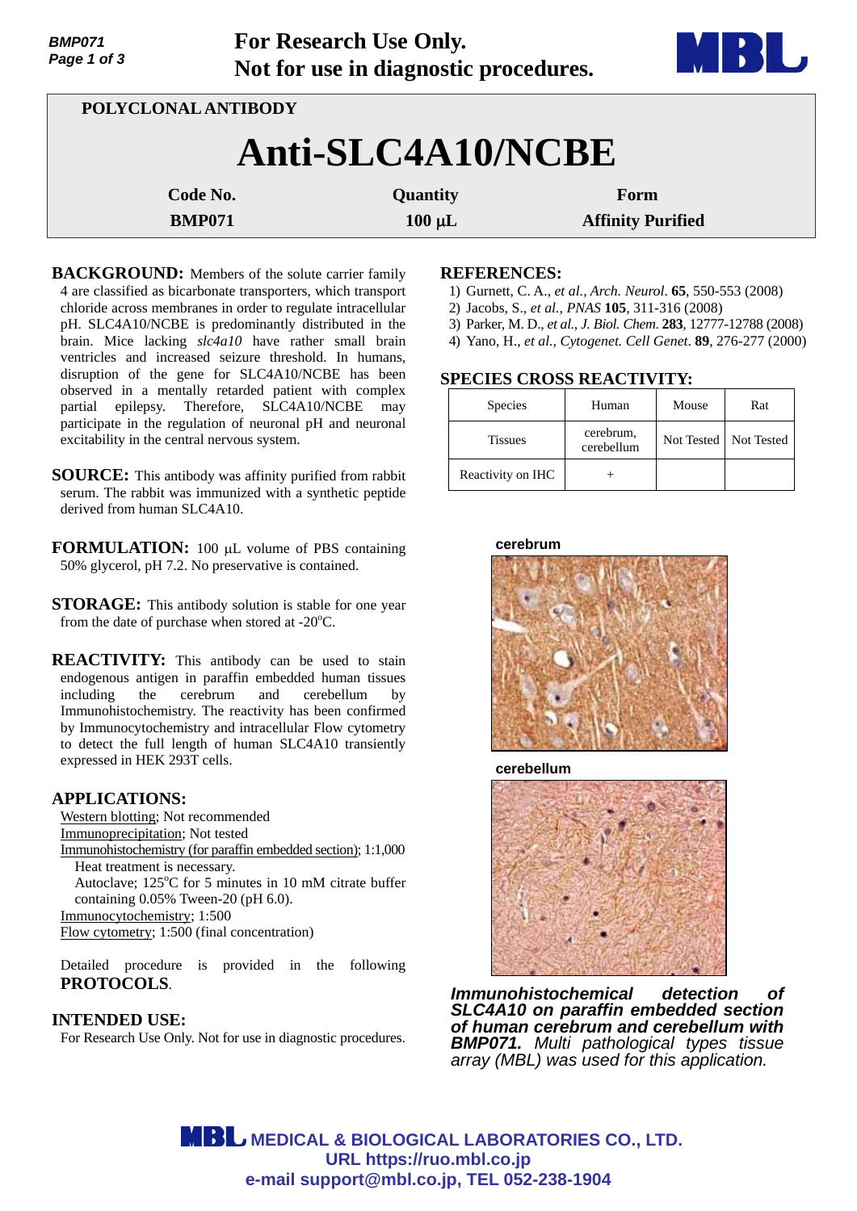For Research Use Only.
Not for use in diagnostic procedures.

POLYCLONAL ANTIBODY

# Anti-SLC4A10/NCBE

| Code No. | Quantity | Form |
|---|---|---|
| BMP071 | 100 μL | Affinity Purified |

**BACKGROUND:** Members of the solute carrier family 4 are classified as bicarbonate transporters, which transport chloride across membranes in order to regulate intracellular pH. SLC4A10/NCBE is predominantly distributed in the brain. Mice lacking *slc4a10* have rather small brain ventricles and increased seizure threshold. In humans, disruption of the gene for SLC4A10/NCBE has been observed in a mentally retarded patient with complex partial epilepsy. Therefore, SLC4A10/NCBE may participate in the regulation of neuronal pH and neuronal excitability in the central nervous system.

**SOURCE:** This antibody was affinity purified from rabbit serum. The rabbit was immunized with a synthetic peptide derived from human SLC4A10.

**FORMULATION:** 100 μL volume of PBS containing 50% glycerol, pH 7.2. No preservative is contained.

**STORAGE:** This antibody solution is stable for one year from the date of purchase when stored at -20°C.

**REACTIVITY:** This antibody can be used to stain endogenous antigen in paraffin embedded human tissues including the cerebrum and cerebellum by Immunohistochemistry. The reactivity has been confirmed by Immunocytochemistry and intracellular Flow cytometry to detect the full length of human SLC4A10 transiently expressed in HEK 293T cells.

**APPLICATIONS:**

Western blotting; Not recommended
Immunoprecipitation; Not tested
Immunohistochemistry (for paraffin embedded section); 1:1,000
  Heat treatment is necessary.
  Autoclave; 125°C for 5 minutes in 10 mM citrate buffer containing 0.05% Tween-20 (pH 6.0).
Immunocytochemistry; 1:500
Flow cytometry; 1:500 (final concentration)

Detailed procedure is provided in the following **PROTOCOLS**.

**INTENDED USE:**
For Research Use Only. Not for use in diagnostic procedures.

**REFERENCES:**

1) Gurnett, C. A., *et al., Arch. Neurol*. **65**, 550-553 (2008)
2) Jacobs, S., *et al., PNAS* **105**, 311-316 (2008)
3) Parker, M. D., *et al., J. Biol. Chem*. **283**, 12777-12788 (2008)
4) Yano, H., *et al., Cytogenet. Cell Genet*. **89**, 276-277 (2000)

**SPECIES CROSS REACTIVITY:**

| Species | Human | Mouse | Rat |
|---|---|---|---|
| Tissues | cerebrum, cerebellum | Not Tested | Not Tested |
| Reactivity on IHC | + | | |

cerebrum

cerebellum

***Immunohistochemical detection of SLC4A10 on paraffin embedded section of human cerebrum and cerebellum with BMP071.*** *Multi pathological types tissue array (MBL) was used for this application.*

MEDICAL & BIOLOGICAL LABORATORIES CO., LTD.
URL https://ruo.mbl.co.jp
e-mail support@mbl.co.jp, TEL 052-238-1904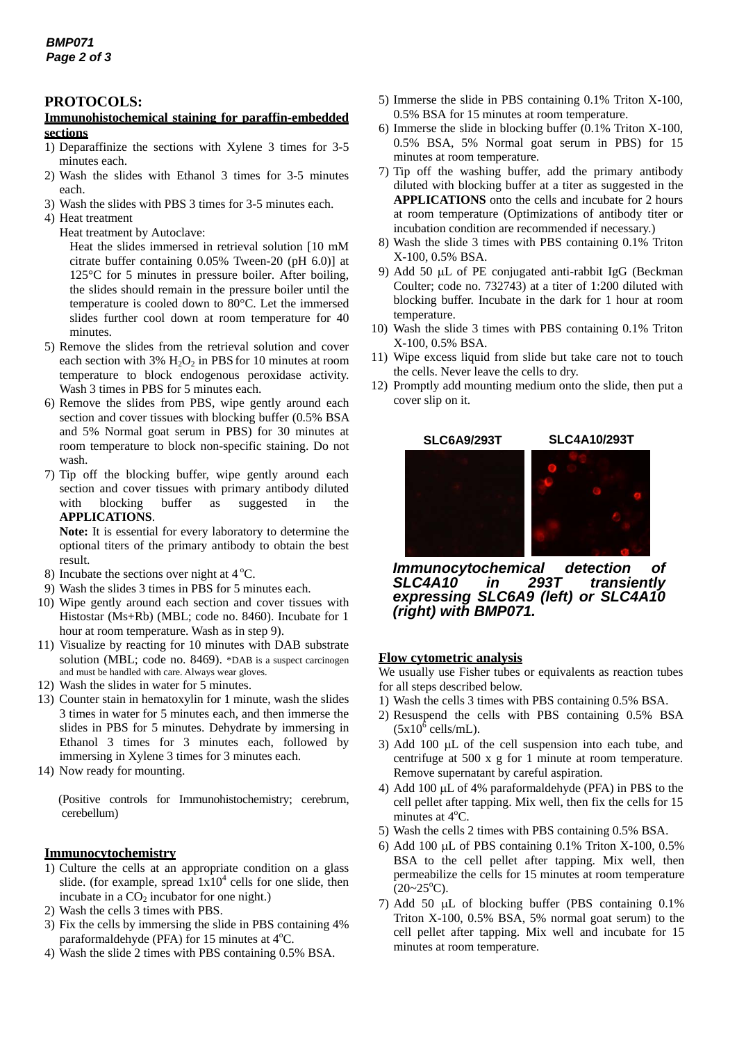## PROTOCOLS:

### Immunohistochemical staining for paraffin-embedded sections

1) Deparaffinize the sections with Xylene 3 times for 3-5 minutes each.
2) Wash the slides with Ethanol 3 times for 3-5 minutes each.
3) Wash the slides with PBS 3 times for 3-5 minutes each.
4) Heat treatment

   Heat treatment by Autoclave:

   Heat the slides immersed in retrieval solution [10 mM citrate buffer containing 0.05% Tween-20 (pH 6.0)] at 125°C for 5 minutes in pressure boiler. After boiling, the slides should remain in the pressure boiler until the temperature is cooled down to 80°C. Let the immersed slides further cool down at room temperature for 40 minutes.
5) Remove the slides from the retrieval solution and cover each section with 3% $H_2O_2$ in PBS for 10 minutes at room temperature to block endogenous peroxidase activity. Wash 3 times in PBS for 5 minutes each.
6) Remove the slides from PBS, wipe gently around each section and cover tissues with blocking buffer (0.5% BSA and 5% Normal goat serum in PBS) for 30 minutes at room temperature to block non-specific staining. Do not wash.
7) Tip off the blocking buffer, wipe gently around each section and cover tissues with primary antibody diluted with blocking buffer as suggested in the **APPLICATIONS**.

   **Note:** It is essential for every laboratory to determine the optional titers of the primary antibody to obtain the best result.
8) Incubate the sections over night at 4°C.
9) Wash the slides 3 times in PBS for 5 minutes each.
10) Wipe gently around each section and cover tissues with Histostar (Ms+Rb) (MBL; code no. 8460). Incubate for 1 hour at room temperature. Wash as in step 9).
11) Visualize by reacting for 10 minutes with DAB substrate solution (MBL; code no. 8469). *DAB is a suspect carcinogen and must be handled with care. Always wear gloves.
12) Wash the slides in water for 5 minutes.
13) Counter stain in hematoxylin for 1 minute, wash the slides 3 times in water for 5 minutes each, and then immerse the slides in PBS for 5 minutes. Dehydrate by immersing in Ethanol 3 times for 3 minutes each, followed by immersing in Xylene 3 times for 3 minutes each.
14) Now ready for mounting.

(Positive controls for Immunohistochemistry; cerebrum, cerebellum)

### Immunocytochemistry

1) Culture the cells at an appropriate condition on a glass slide. (for example, spread $1x10^4$ cells for one slide, then incubate in a $CO_2$ incubator for one night.)
2) Wash the cells 3 times with PBS.
3) Fix the cells by immersing the slide in PBS containing 4% paraformaldehyde (PFA) for 15 minutes at 4°C.
4) Wash the slide 2 times with PBS containing 0.5% BSA.
5) Immerse the slide in PBS containing 0.1% Triton X-100, 0.5% BSA for 15 minutes at room temperature.
6) Immerse the slide in blocking buffer (0.1% Triton X-100, 0.5% BSA, 5% Normal goat serum in PBS) for 15 minutes at room temperature.
7) Tip off the washing buffer, add the primary antibody diluted with blocking buffer at a titer as suggested in the **APPLICATIONS** onto the cells and incubate for 2 hours at room temperature (Optimizations of antibody titer or incubation condition are recommended if necessary.)
8) Wash the slide 3 times with PBS containing 0.1% Triton X-100, 0.5% BSA.
9) Add 50 μL of PE conjugated anti-rabbit IgG (Beckman Coulter; code no. 732743) at a titer of 1:200 diluted with blocking buffer. Incubate in the dark for 1 hour at room temperature.
10) Wash the slide 3 times with PBS containing 0.1% Triton X-100, 0.5% BSA.
11) Wipe excess liquid from slide but take care not to touch the cells. Never leave the cells to dry.
12) Promptly add mounting medium onto the slide, then put a cover slip on it.

SLC6A9/293T SLC4A10/293T

***Immunocytochemical detection of SLC4A10 in 293T transiently expressing SLC6A9 (left) or SLC4A10 (right) with BMP071.***

### Flow cytometric analysis

We usually use Fisher tubes or equivalents as reaction tubes for all steps described below.

1) Wash the cells 3 times with PBS containing 0.5% BSA.
2) Resuspend the cells with PBS containing 0.5% BSA ($5x10^6$ cells/mL).
3) Add 100 μL of the cell suspension into each tube, and centrifuge at 500 x g for 1 minute at room temperature. Remove supernatant by careful aspiration.
4) Add 100 μL of 4% paraformaldehyde (PFA) in PBS to the cell pellet after tapping. Mix well, then fix the cells for 15 minutes at 4°C.
5) Wash the cells 2 times with PBS containing 0.5% BSA.
6) Add 100 μL of PBS containing 0.1% Triton X-100, 0.5% BSA to the cell pellet after tapping. Mix well, then permeabilize the cells for 15 minutes at room temperature (20~25°C).
7) Add 50 μL of blocking buffer (PBS containing 0.1% Triton X-100, 0.5% BSA, 5% normal goat serum) to the cell pellet after tapping. Mix well and incubate for 15 minutes at room temperature.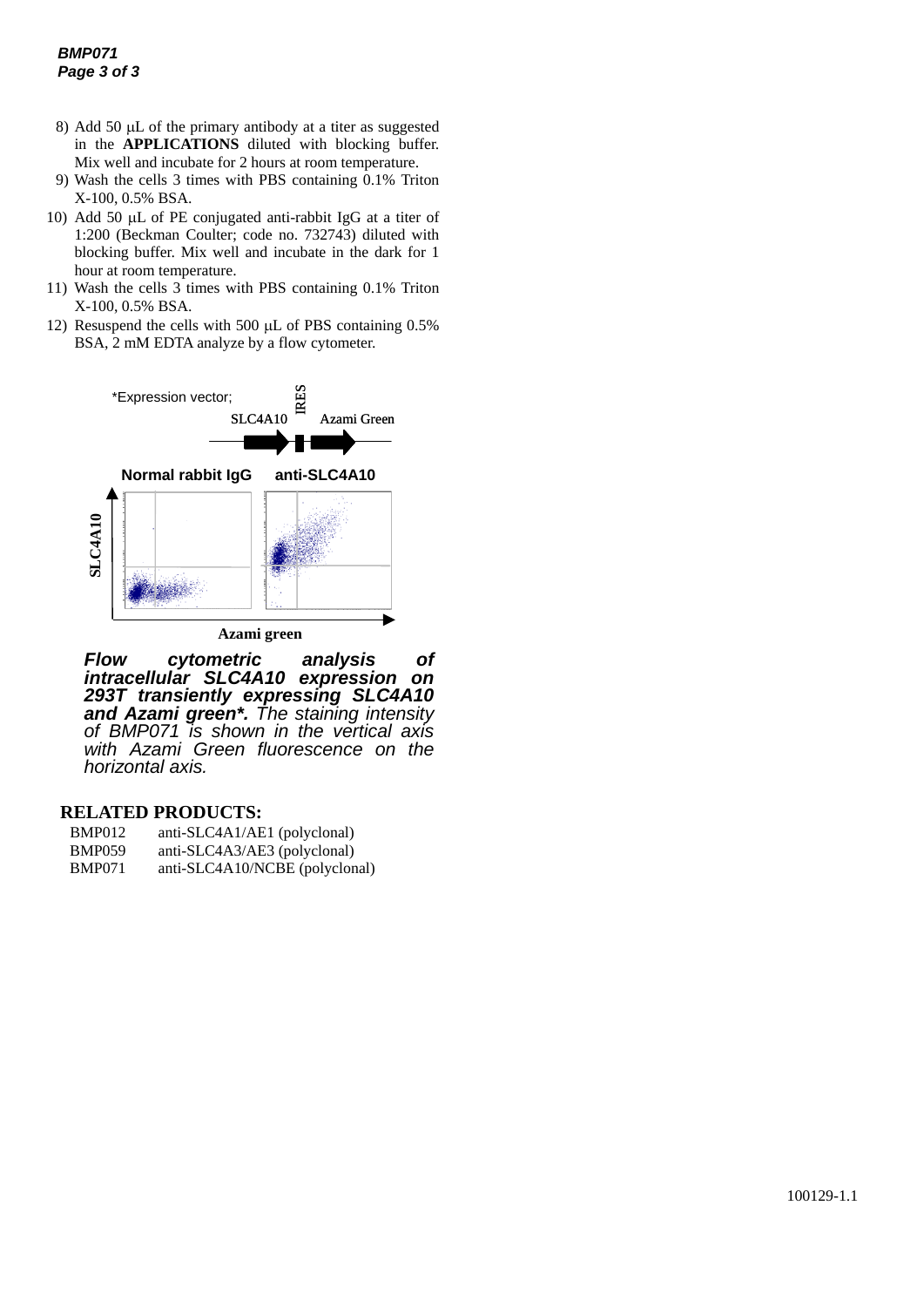8) Add 50 μL of the primary antibody at a titer as suggested in the **APPLICATIONS** diluted with blocking buffer. Mix well and incubate for 2 hours at room temperature.
9) Wash the cells 3 times with PBS containing 0.1% Triton X-100, 0.5% BSA.
10) Add 50 μL of PE conjugated anti-rabbit IgG at a titer of 1:200 (Beckman Coulter; code no. 732743) diluted with blocking buffer. Mix well and incubate in the dark for 1 hour at room temperature.
11) Wash the cells 3 times with PBS containing 0.1% Triton X-100, 0.5% BSA.
12) Resuspend the cells with 500 μL of PBS containing 0.5% BSA, 2 mM EDTA analyze by a flow cytometer.

*Expression vector;

IRES

SLC4A10

Azami Green

Normal rabbit IgG

anti-SLC4A10

SLC4A10

Azami green

***Flow cytometric analysis of intracellular SLC4A10 expression on 293T transiently expressing SLC4A10 and Azami green\*.*** *The staining intensity of BMP071 is shown in the vertical axis with Azami Green fluorescence on the horizontal axis.*

## RELATED PRODUCTS:

| | |
|---|---|
| BMP012 | anti-SLC4A1/AE1 (polyclonal) |
| BMP059 | anti-SLC4A3/AE3 (polyclonal) |
| BMP071 | anti-SLC4A10/NCBE (polyclonal) |

100129-1.1